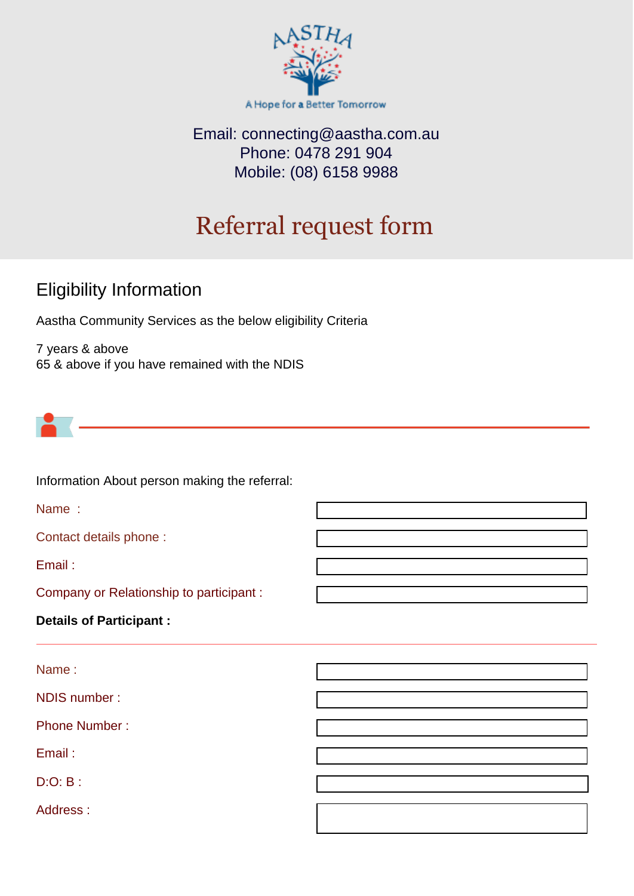AASTHA

A Hope for a Better Tomorrow

Email: connecting@aastha.com.au
Phone: 0478 291 904
Mobile: (08) 6158 9988

# Referral request form

## Eligibility Information

Aastha Community Services as the below eligibility Criteria

7 years & above
65 & above if you have remained with the NDIS

Information About person making the referral:

| | |
|---|---|
| Name : | |
| Contact details phone : | |
| Email : | |
| Company or Relationship to participant : | |

**Details of Participant :**

| | |
|---|---|
| Name : | |
| NDIS number : | |
| Phone Number : | |
| Email : | |
| D:O: B : | |
| Address : | |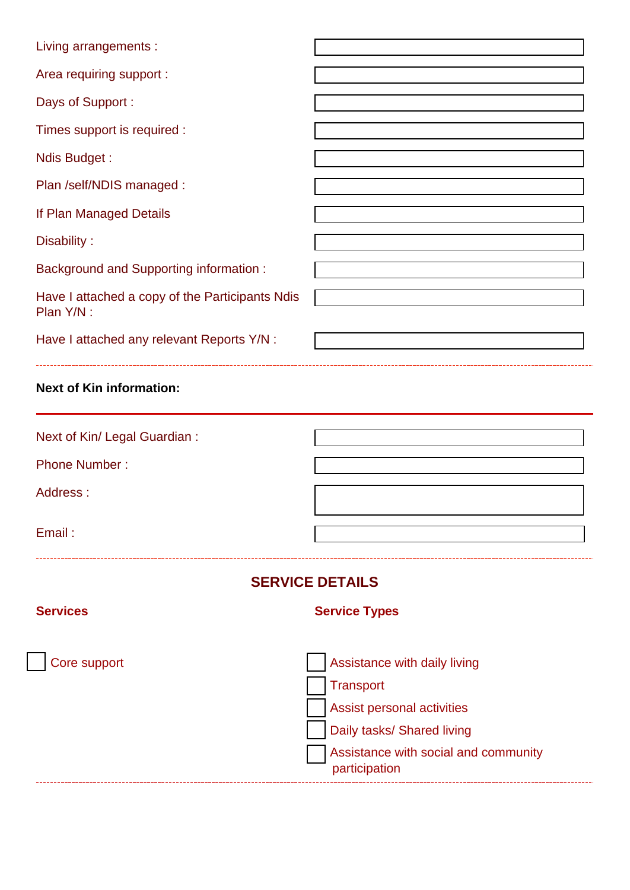| | |
|---|---|
| Living arrangements : | |
| Area requiring support : | |
| Days of Support : | |
| Times support is required : | |
| Ndis Budget : | |
| Plan /self/NDIS managed : | |
| If Plan Managed Details | |
| Disability : | |
| Background and Supporting information : | |
| Have I attached a copy of the Participants Ndis Plan Y/N : | |
| Have I attached any relevant Reports Y/N : | |

---

**Next of Kin information:**

| | |
|---|---|
| Next of Kin/ Legal Guardian : | |
| Phone Number : | |
| Address : | |
| Email : | |

---

## SERVICE DETAILS

| **Services** | **Service Types** |
|---|---|
| ☐ Core support | ☐ Assistance with daily living |
| | ☐ Transport |
| | ☐ Assist personal activities |
| | ☐ Daily tasks/ Shared living |
| | ☐ Assistance with social and community participation |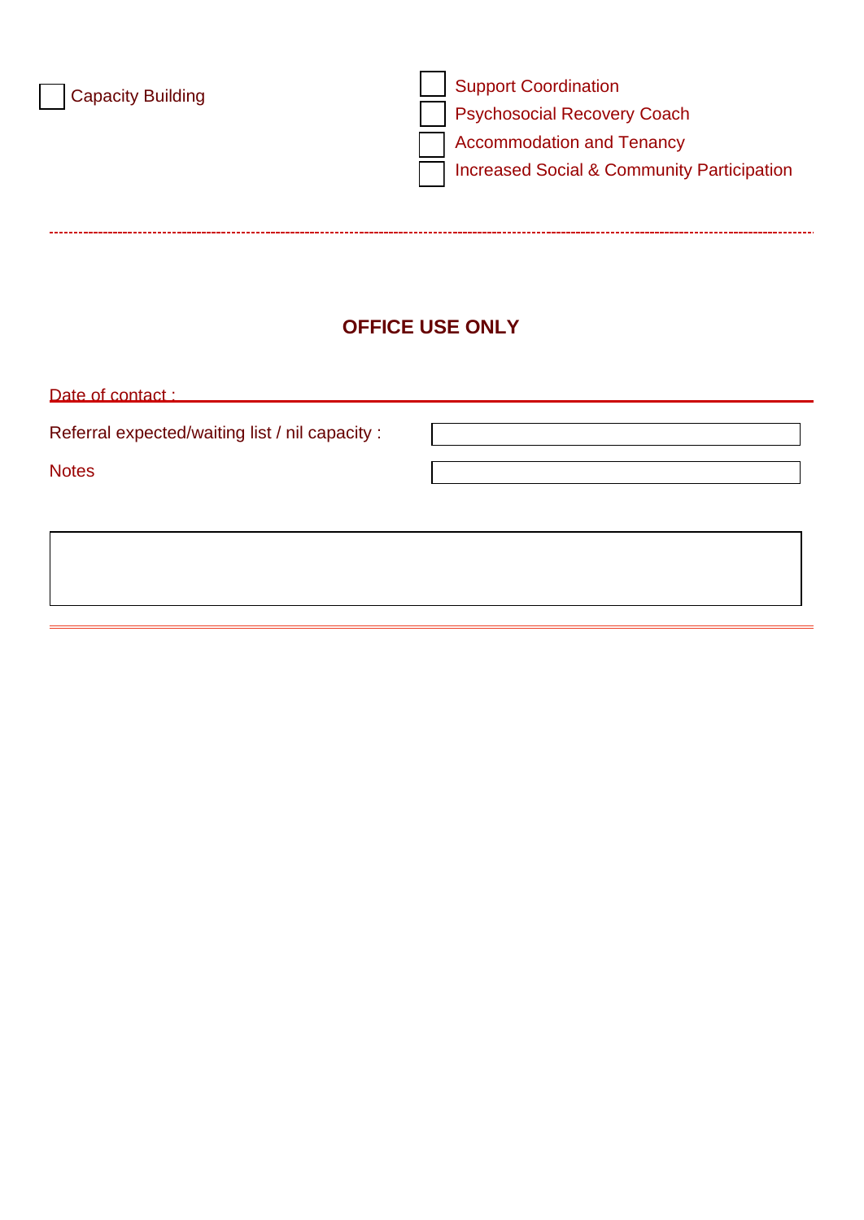- [ ] Capacity Building
- [ ] Support Coordination
- [ ] Psychosocial Recovery Coach
- [ ] Accommodation and Tenancy
- [ ] Increased Social & Community Participation

---

## OFFICE USE ONLY

Date of contact :

Referral expected/waiting list / nil capacity :

Notes